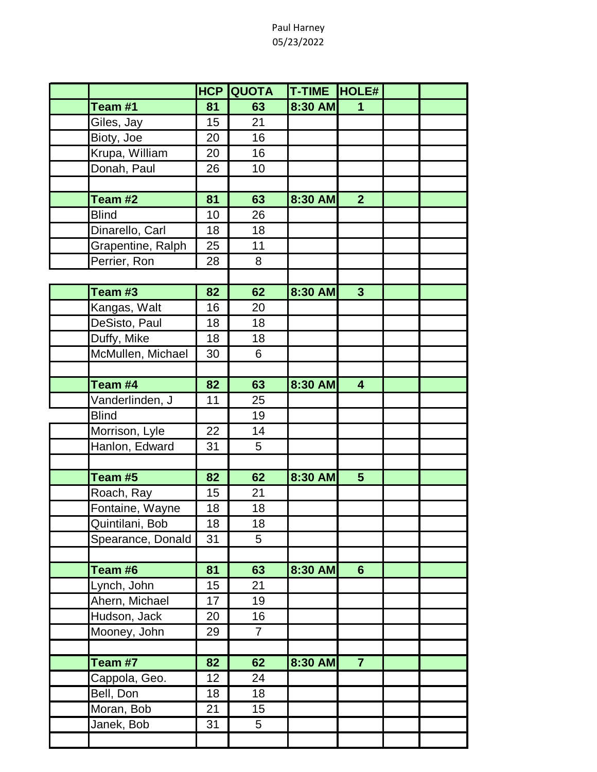Paul Harney
05/23/2022

| | | HCP | QUOTA | T-TIME | HOLE# | | |
|---|---|---|---|---|---|---|---|
| | **Team #1** | **81** | **63** | **8:30 AM** | **1** | | |
| | Giles, Jay | 15 | 21 | | | | |
| | Bioty, Joe | 20 | 16 | | | | |
| | Krupa, William | 20 | 16 | | | | |
| | Donah, Paul | 26 | 10 | | | | |
| | | | | | | | |
| | **Team #2** | **81** | **63** | **8:30 AM** | **2** | | |
| | Blind | 10 | 26 | | | | |
| | Dinarello, Carl | 18 | 18 | | | | |
| | Grapentine, Ralph | 25 | 11 | | | | |
| | Perrier, Ron | 28 | 8 | | | | |
| | | | | | | | |
| | **Team #3** | **82** | **62** | **8:30 AM** | **3** | | |
| | Kangas, Walt | 16 | 20 | | | | |
| | DeSisto, Paul | 18 | 18 | | | | |
| | Duffy, Mike | 18 | 18 | | | | |
| | McMullen, Michael | 30 | 6 | | | | |
| | | | | | | | |
| | **Team #4** | **82** | **63** | **8:30 AM** | **4** | | |
| | Vanderlinden, J | 11 | 25 | | | | |
| | Blind | | 19 | | | | |
| | Morrison, Lyle | 22 | 14 | | | | |
| | Hanlon, Edward | 31 | 5 | | | | |
| | | | | | | | |
| | **Team #5** | **82** | **62** | **8:30 AM** | **5** | | |
| | Roach, Ray | 15 | 21 | | | | |
| | Fontaine, Wayne | 18 | 18 | | | | |
| | Quintilani, Bob | 18 | 18 | | | | |
| | Spearance, Donald | 31 | 5 | | | | |
| | | | | | | | |
| | **Team #6** | **81** | **63** | **8:30 AM** | **6** | | |
| | Lynch, John | 15 | 21 | | | | |
| | Ahern, Michael | 17 | 19 | | | | |
| | Hudson, Jack | 20 | 16 | | | | |
| | Mooney, John | 29 | 7 | | | | |
| | | | | | | | |
| | **Team #7** | **82** | **62** | **8:30 AM** | **7** | | |
| | Cappola, Geo. | 12 | 24 | | | | |
| | Bell, Don | 18 | 18 | | | | |
| | Moran, Bob | 21 | 15 | | | | |
| | Janek, Bob | 31 | 5 | | | | |
| | | | | | | | |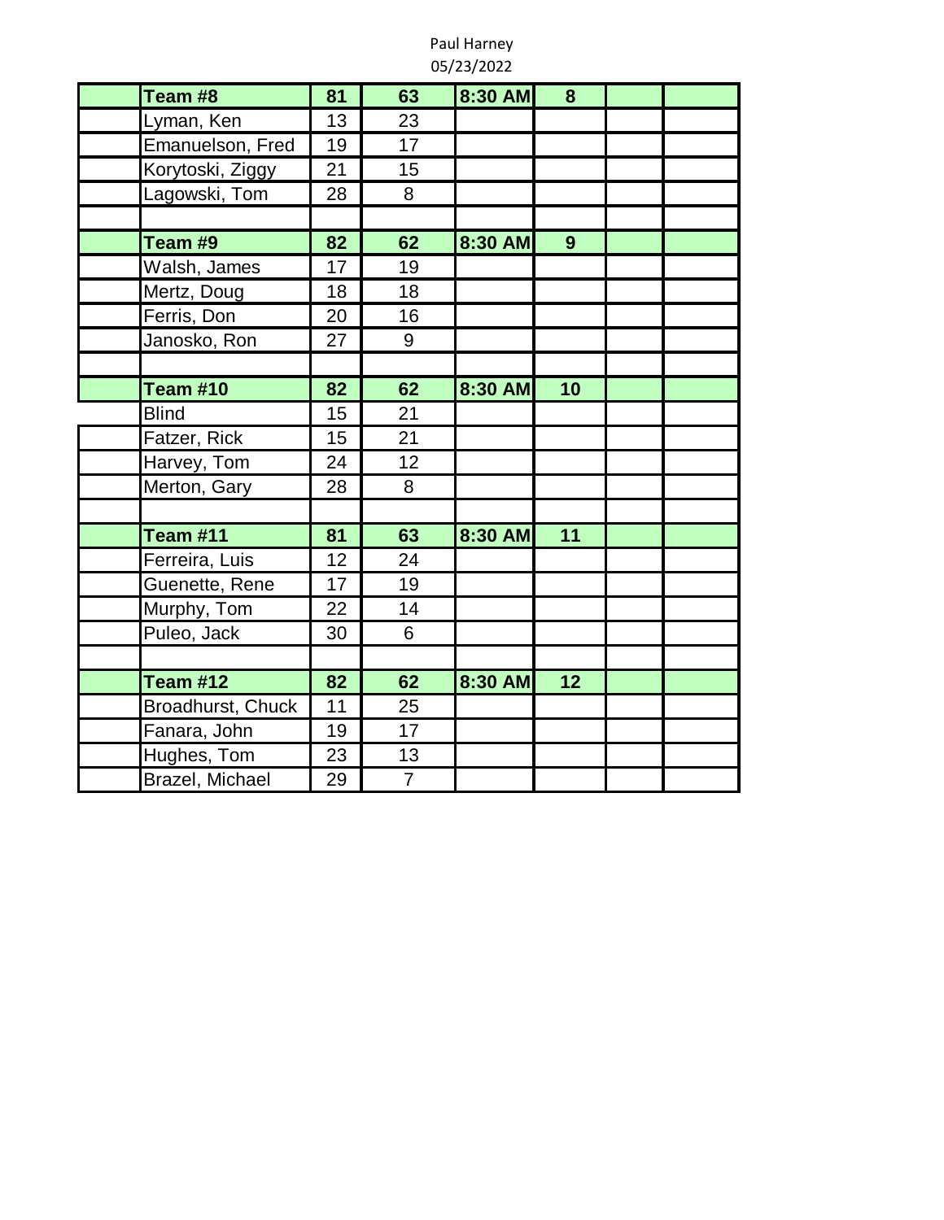Paul Harney
05/23/2022

| | | | | | | | |
|---|---|---|---|---|---|---|---|
| | **Team #8** | **81** | **63** | **8:30 AM** | **8** | | |
| | Lyman, Ken | 13 | 23 | | | | |
| | Emanuelson, Fred | 19 | 17 | | | | |
| | Korytoski, Ziggy | 21 | 15 | | | | |
| | Lagowski, Tom | 28 | 8 | | | | |
| | | | | | | | |
| | **Team #9** | **82** | **62** | **8:30 AM** | **9** | | |
| | Walsh, James | 17 | 19 | | | | |
| | Mertz, Doug | 18 | 18 | | | | |
| | Ferris, Don | 20 | 16 | | | | |
| | Janosko, Ron | 27 | 9 | | | | |
| | | | | | | | |
| | **Team #10** | **82** | **62** | **8:30 AM** | **10** | | |
| | Blind | 15 | 21 | | | | |
| | Fatzer, Rick | 15 | 21 | | | | |
| | Harvey, Tom | 24 | 12 | | | | |
| | Merton, Gary | 28 | 8 | | | | |
| | | | | | | | |
| | **Team #11** | **81** | **63** | **8:30 AM** | **11** | | |
| | Ferreira, Luis | 12 | 24 | | | | |
| | Guenette, Rene | 17 | 19 | | | | |
| | Murphy, Tom | 22 | 14 | | | | |
| | Puleo, Jack | 30 | 6 | | | | |
| | | | | | | | |
| | **Team #12** | **82** | **62** | **8:30 AM** | **12** | | |
| | Broadhurst, Chuck | 11 | 25 | | | | |
| | Fanara, John | 19 | 17 | | | | |
| | Hughes, Tom | 23 | 13 | | | | |
| | Brazel, Michael | 29 | 7 | | | | |